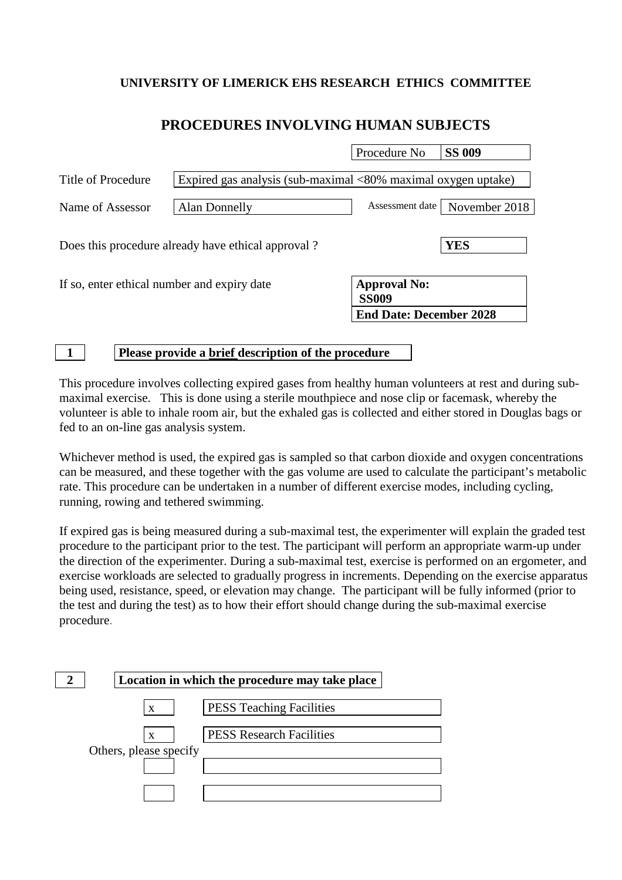**UNIVERSITY OF LIMERICK EHS RESEARCH ETHICS COMMITTEE**

# PROCEDURES INVOLVING HUMAN SUBJECTS

| Procedure No | **SS 009** |
|---|---|

| | | | |
|---|---|---|---|
| Title of Procedure | Expired gas analysis (sub-maximal <80% maximal oxygen uptake) | | |
| Name of Assessor | Alan Donnelly | Assessment date | November 2018 |

Does this procedure already have ethical approval ? **YES**

If so, enter ethical number and expiry date

| **Approval No: SS009** |
|---|
| **End Date: December 2028** |

## 1 Please provide a brief description of the procedure

This procedure involves collecting expired gases from healthy human volunteers at rest and during sub-maximal exercise. This is done using a sterile mouthpiece and nose clip or facemask, whereby the volunteer is able to inhale room air, but the exhaled gas is collected and either stored in Douglas bags or fed to an on-line gas analysis system.

Whichever method is used, the expired gas is sampled so that carbon dioxide and oxygen concentrations can be measured, and these together with the gas volume are used to calculate the participant's metabolic rate. This procedure can be undertaken in a number of different exercise modes, including cycling, running, rowing and tethered swimming.

If expired gas is being measured during a sub-maximal test, the experimenter will explain the graded test procedure to the participant prior to the test. The participant will perform an appropriate warm-up under the direction of the experimenter. During a sub-maximal test, exercise is performed on an ergometer, and exercise workloads are selected to gradually progress in increments. Depending on the exercise apparatus being used, resistance, speed, or elevation may change. The participant will be fully informed (prior to the test and during the test) as to how their effort should change during the sub-maximal exercise procedure.

## 2 Location in which the procedure may take place

| | |
|---|---|
| x | PESS Teaching Facilities |
| x | PESS Research Facilities |

Others, please specify

| | |
|---|---|
| | |
| | |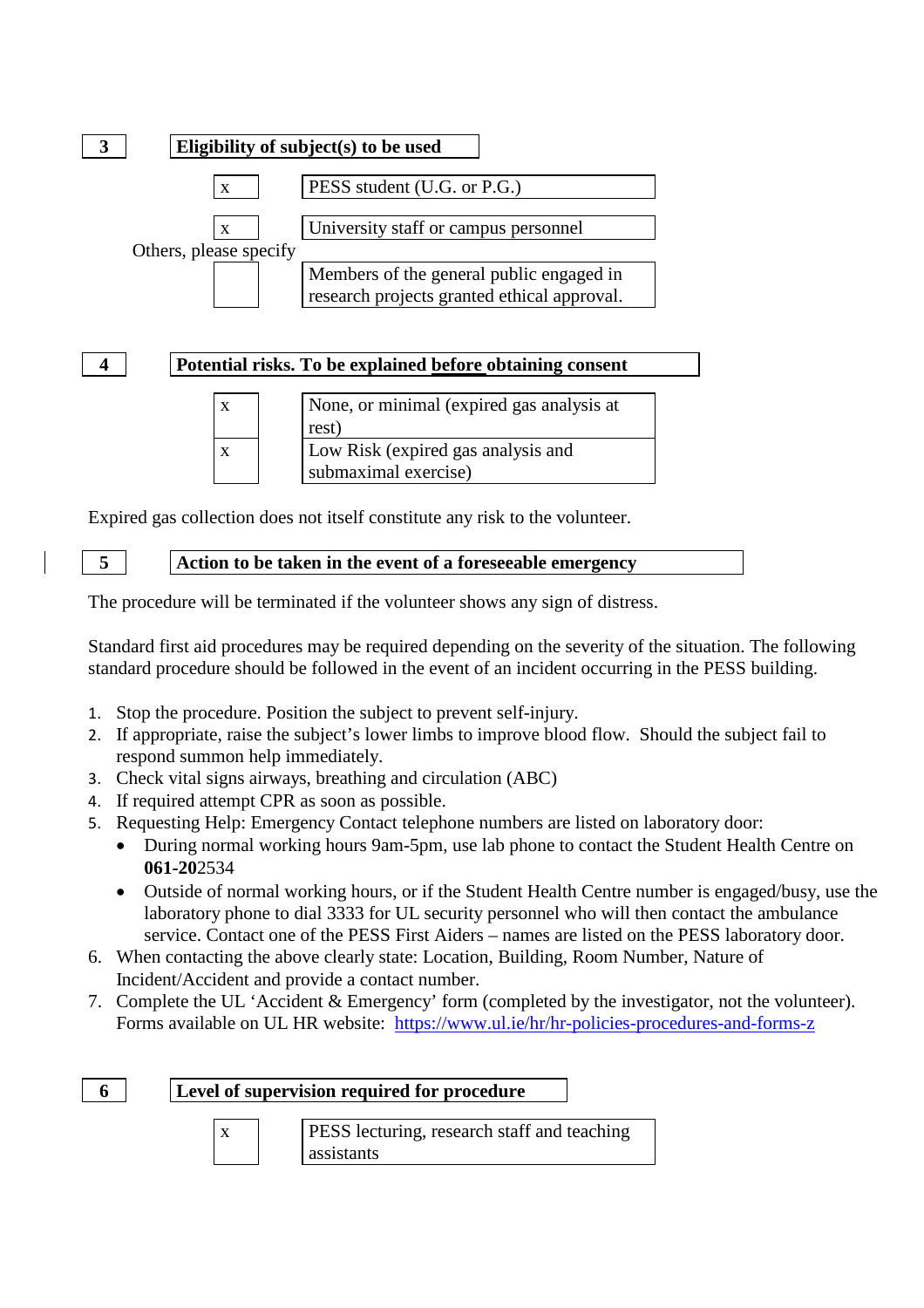## 3 Eligibility of subject(s) to be used

| | |
|---|---|
| x | PESS student (U.G. or P.G.) |
| x | University staff or campus personnel |

Others, please specify

| | |
|---|---|
| | Members of the general public engaged in research projects granted ethical approval. |

## 4 Potential risks. To be explained before obtaining consent

| | |
|---|---|
| x | None, or minimal (expired gas analysis at rest) |
| x | Low Risk (expired gas analysis and submaximal exercise) |

Expired gas collection does not itself constitute any risk to the volunteer.

## 5 Action to be taken in the event of a foreseeable emergency

The procedure will be terminated if the volunteer shows any sign of distress.

Standard first aid procedures may be required depending on the severity of the situation. The following standard procedure should be followed in the event of an incident occurring in the PESS building.

1. Stop the procedure. Position the subject to prevent self-injury.
2. If appropriate, raise the subject's lower limbs to improve blood flow. Should the subject fail to respond summon help immediately.
3. Check vital signs airways, breathing and circulation (ABC)
4. If required attempt CPR as soon as possible.
5. Requesting Help: Emergency Contact telephone numbers are listed on laboratory door:
   - During normal working hours 9am-5pm, use lab phone to contact the Student Health Centre on **061-20**2534
   - Outside of normal working hours, or if the Student Health Centre number is engaged/busy, use the laboratory phone to dial 3333 for UL security personnel who will then contact the ambulance service. Contact one of the PESS First Aiders – names are listed on the PESS laboratory door.
6. When contacting the above clearly state: Location, Building, Room Number, Nature of Incident/Accident and provide a contact number.
7. Complete the UL 'Accident & Emergency' form (completed by the investigator, not the volunteer). Forms available on UL HR website: https://www.ul.ie/hr/hr-policies-procedures-and-forms-z

## 6 Level of supervision required for procedure

| | |
|---|---|
| x | PESS lecturing, research staff and teaching assistants |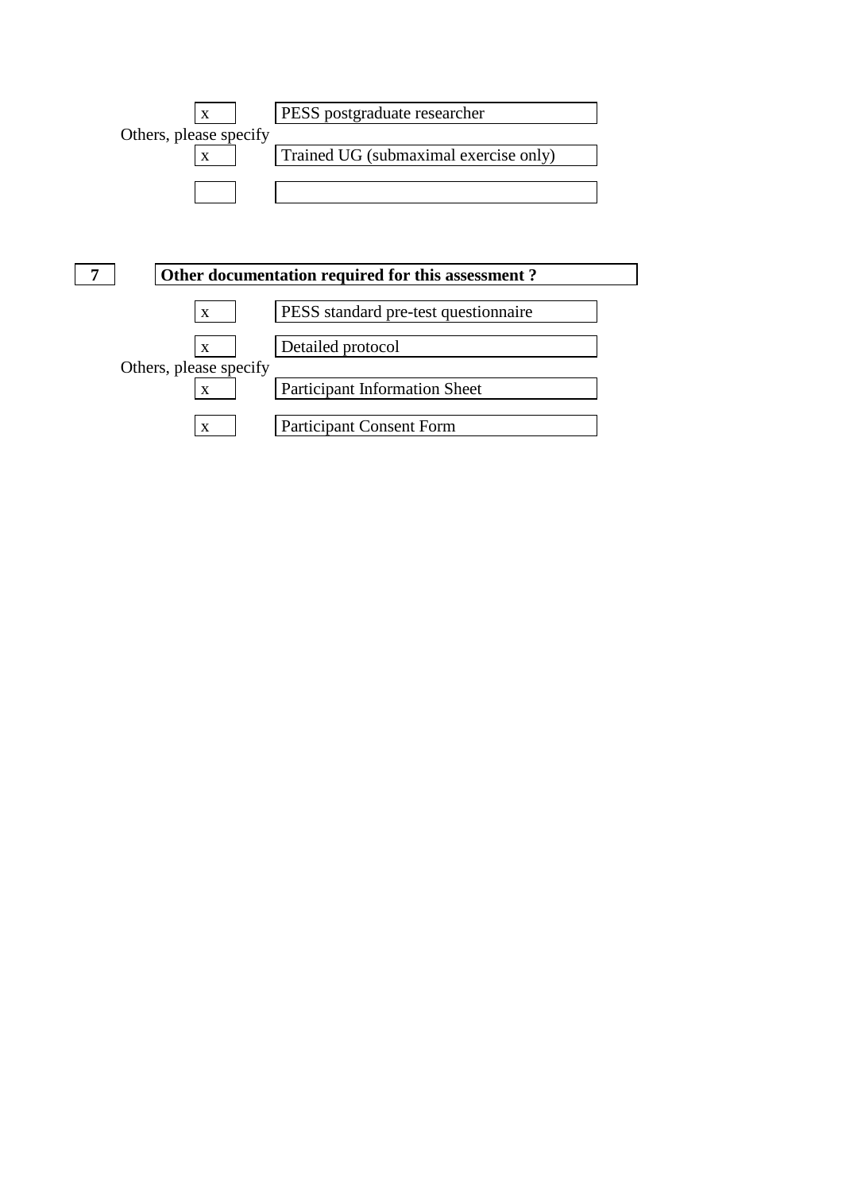| | |
|---|---|
| x | PESS postgraduate researcher |

Others, please specify

| | |
|---|---|
| x | Trained UG (submaximal exercise only) |
| | |

**7** **Other documentation required for this assessment ?**

| | |
|---|---|
| x | PESS standard pre-test questionnaire |
| x | Detailed protocol |

Others, please specify

| | |
|---|---|
| x | Participant Information Sheet |
| x | Participant Consent Form |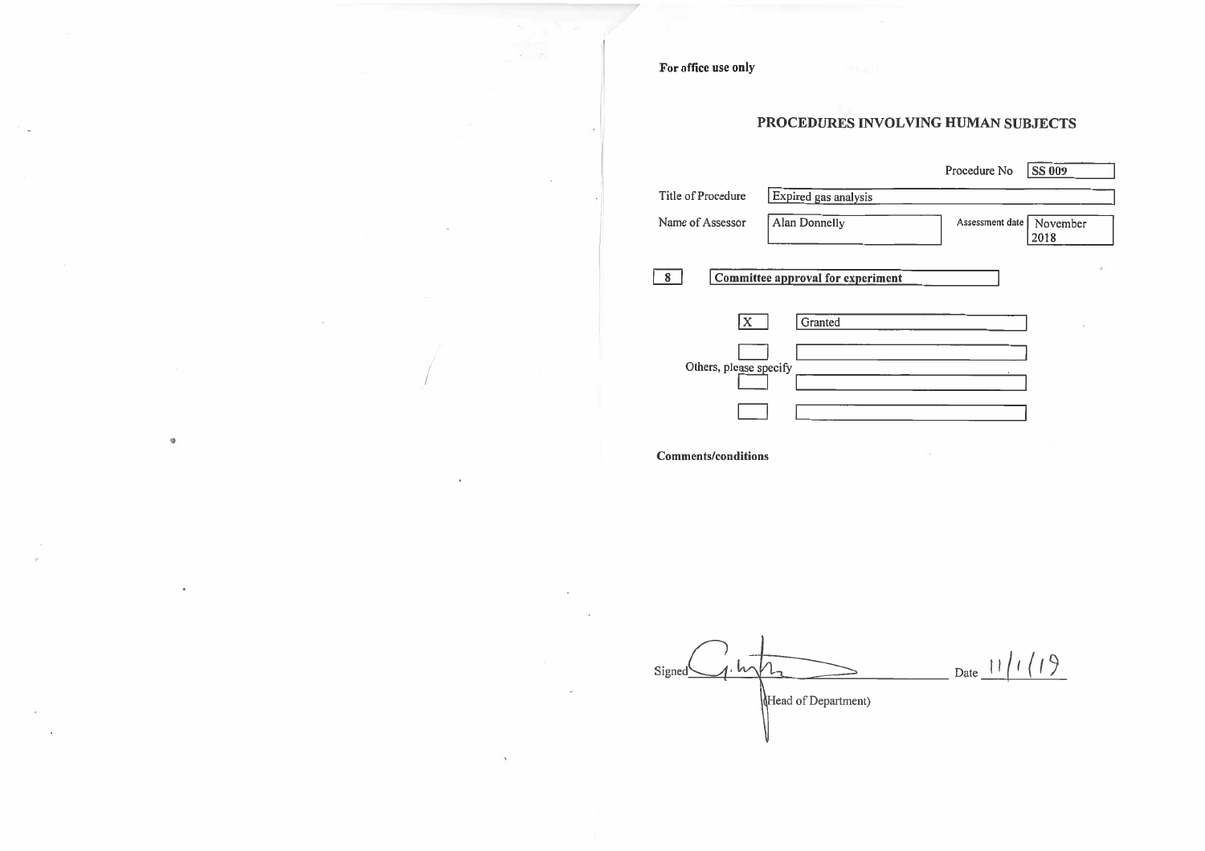**For office use only**

# PROCEDURES INVOLVING HUMAN SUBJECTS

| | |
|---|---|
| Procedure No | SS 009 |
| Title of Procedure | Expired gas analysis |
| Name of Assessor | Alan Donnelly |
| Assessment date | November 2018 |

**8** **Committee approval for experiment**

| | |
|---|---|
| X | Granted |
| | |
| Others, please specify | |
| | |

**Comments/conditions**

Signed G. Lyons (Head of Department) Date 11/1/19